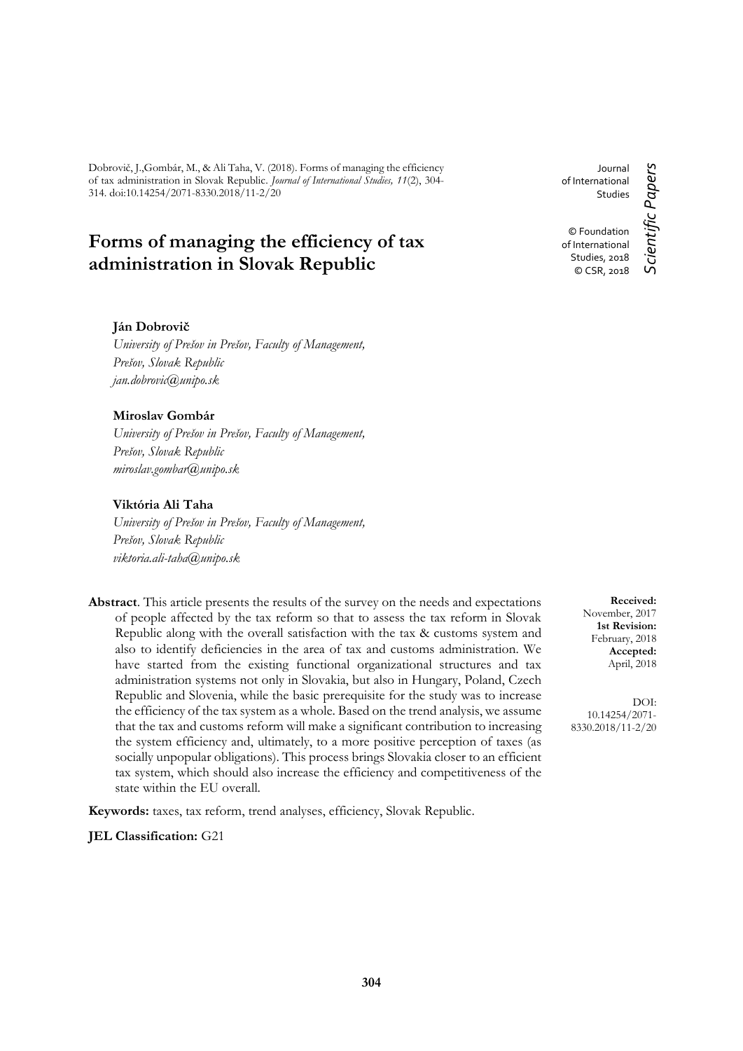Dobrovič, J.,Gombár, M., & Ali Taha, V. (2018). Forms of managing the efficiency of tax administration in Slovak Republic. *Journal of International Studies, 11*(2), 304-314. doi:10.14254/2071-8330.2018/11-2/20

Journal of International Studies

© Foundation of International Studies, 2018
© CSR, 2018

*Scientific Papers*

# Forms of managing the efficiency of tax administration in Slovak Republic

**Ján Dobrovič**
*University of Prešov in Prešov, Faculty of Management, Prešov, Slovak Republic*
*jan.dobrovic@unipo.sk*

**Miroslav Gombár**
*University of Prešov in Prešov, Faculty of Management, Prešov, Slovak Republic*
*miroslav.gombar@unipo.sk*

**Viktória Ali Taha**
*University of Prešov in Prešov, Faculty of Management, Prešov, Slovak Republic*
*viktoria.ali-taha@unipo.sk*

**Received:** November, 2017
**1st Revision:** February, 2018
**Accepted:** April, 2018

DOI: 10.14254/2071-8330.2018/11-2/20

**Abstract**. This article presents the results of the survey on the needs and expectations of people affected by the tax reform so that to assess the tax reform in Slovak Republic along with the overall satisfaction with the tax & customs system and also to identify deficiencies in the area of tax and customs administration. We have started from the existing functional organizational structures and tax administration systems not only in Slovakia, but also in Hungary, Poland, Czech Republic and Slovenia, while the basic prerequisite for the study was to increase the efficiency of the tax system as a whole. Based on the trend analysis, we assume that the tax and customs reform will make a significant contribution to increasing the system efficiency and, ultimately, to a more positive perception of taxes (as socially unpopular obligations). This process brings Slovakia closer to an efficient tax system, which should also increase the efficiency and competitiveness of the state within the EU overall.

**Keywords:** taxes, tax reform, trend analyses, efficiency, Slovak Republic.

**JEL Classification:** G21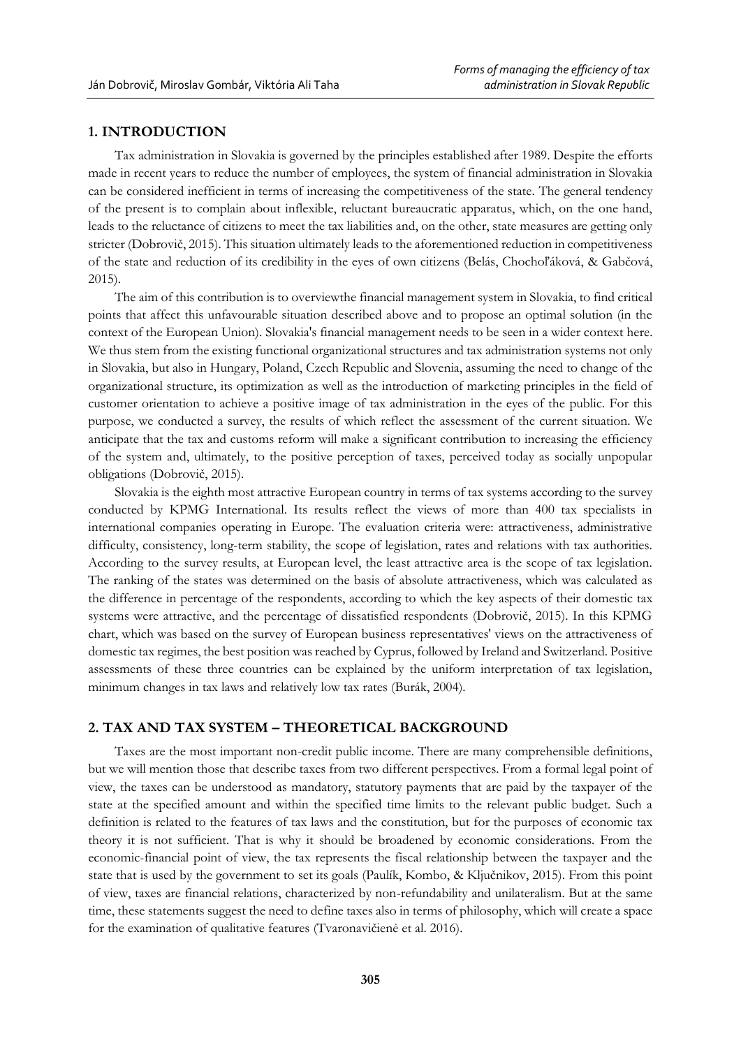## 1. INTRODUCTION

Tax administration in Slovakia is governed by the principles established after 1989. Despite the efforts made in recent years to reduce the number of employees, the system of financial administration in Slovakia can be considered inefficient in terms of increasing the competitiveness of the state. The general tendency of the present is to complain about inflexible, reluctant bureaucratic apparatus, which, on the one hand, leads to the reluctance of citizens to meet the tax liabilities and, on the other, state measures are getting only stricter (Dobrovič, 2015). This situation ultimately leads to the aforementioned reduction in competitiveness of the state and reduction of its credibility in the eyes of own citizens (Belás, Chochoľáková, & Gabčová, 2015).

The aim of this contribution is to overviewthe financial management system in Slovakia, to find critical points that affect this unfavourable situation described above and to propose an optimal solution (in the context of the European Union). Slovakia's financial management needs to be seen in a wider context here. We thus stem from the existing functional organizational structures and tax administration systems not only in Slovakia, but also in Hungary, Poland, Czech Republic and Slovenia, assuming the need to change of the organizational structure, its optimization as well as the introduction of marketing principles in the field of customer orientation to achieve a positive image of tax administration in the eyes of the public. For this purpose, we conducted a survey, the results of which reflect the assessment of the current situation. We anticipate that the tax and customs reform will make a significant contribution to increasing the efficiency of the system and, ultimately, to the positive perception of taxes, perceived today as socially unpopular obligations (Dobrovič, 2015).

Slovakia is the eighth most attractive European country in terms of tax systems according to the survey conducted by KPMG International. Its results reflect the views of more than 400 tax specialists in international companies operating in Europe. The evaluation criteria were: attractiveness, administrative difficulty, consistency, long-term stability, the scope of legislation, rates and relations with tax authorities. According to the survey results, at European level, the least attractive area is the scope of tax legislation. The ranking of the states was determined on the basis of absolute attractiveness, which was calculated as the difference in percentage of the respondents, according to which the key aspects of their domestic tax systems were attractive, and the percentage of dissatisfied respondents (Dobrovič, 2015). In this KPMG chart, which was based on the survey of European business representatives' views on the attractiveness of domestic tax regimes, the best position was reached by Cyprus, followed by Ireland and Switzerland. Positive assessments of these three countries can be explained by the uniform interpretation of tax legislation, minimum changes in tax laws and relatively low tax rates (Burák, 2004).

## 2. TAX AND TAX SYSTEM – THEORETICAL BACKGROUND

Taxes are the most important non-credit public income. There are many comprehensible definitions, but we will mention those that describe taxes from two different perspectives. From a formal legal point of view, the taxes can be understood as mandatory, statutory payments that are paid by the taxpayer of the state at the specified amount and within the specified time limits to the relevant public budget. Such a definition is related to the features of tax laws and the constitution, but for the purposes of economic tax theory it is not sufficient. That is why it should be broadened by economic considerations. From the economic-financial point of view, the tax represents the fiscal relationship between the taxpayer and the state that is used by the government to set its goals (Paulík, Kombo, & Ključnikov, 2015). From this point of view, taxes are financial relations, characterized by non-refundability and unilateralism. But at the same time, these statements suggest the need to define taxes also in terms of philosophy, which will create a space for the examination of qualitative features (Tvaronavičienė et al. 2016).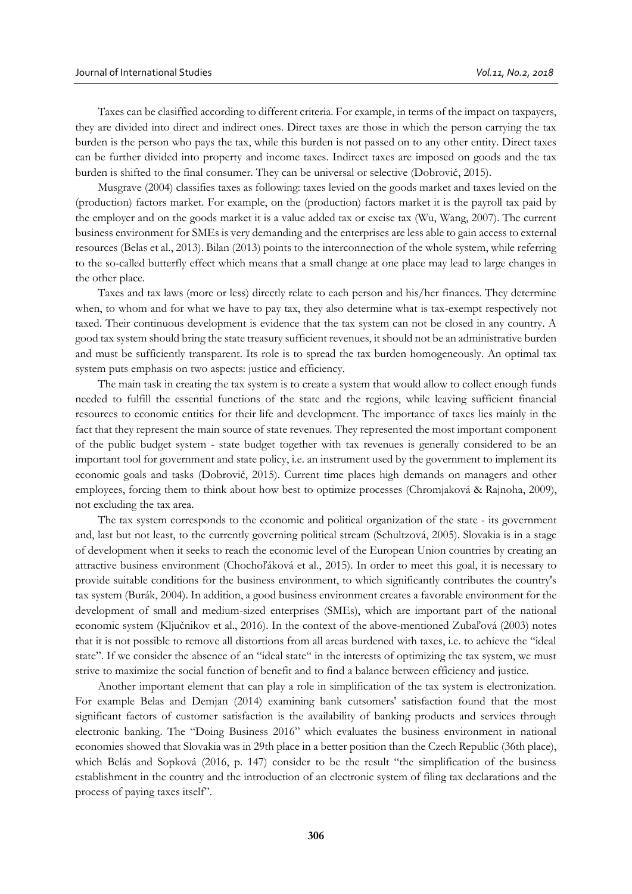Taxes can be clasiffied according to different criteria. For example, in terms of the impact on taxpayers, they are divided into direct and indirect ones. Direct taxes are those in which the person carrying the tax burden is the person who pays the tax, while this burden is not passed on to any other entity. Direct taxes can be further divided into property and income taxes. Indirect taxes are imposed on goods and the tax burden is shifted to the final consumer. They can be universal or selective (Dobrovič, 2015).

Musgrave (2004) classifies taxes as following: taxes levied on the goods market and taxes levied on the (production) factors market. For example, on the (production) factors market it is the payroll tax paid by the employer and on the goods market it is a value added tax or excise tax (Wu, Wang, 2007). The current business environment for SMEs is very demanding and the enterprises are less able to gain access to external resources (Belas et al., 2013). Bilan (2013) points to the interconnection of the whole system, while referring to the so-called butterfly effect which means that a small change at one place may lead to large changes in the other place.

Taxes and tax laws (more or less) directly relate to each person and his/her finances. They determine when, to whom and for what we have to pay tax, they also determine what is tax-exempt respectively not taxed. Their continuous development is evidence that the tax system can not be closed in any country. A good tax system should bring the state treasury sufficient revenues, it should not be an administrative burden and must be sufficiently transparent. Its role is to spread the tax burden homogeneously. An optimal tax system puts emphasis on two aspects: justice and efficiency.

The main task in creating the tax system is to create a system that would allow to collect enough funds needed to fulfill the essential functions of the state and the regions, while leaving sufficient financial resources to economic entities for their life and development. The importance of taxes lies mainly in the fact that they represent the main source of state revenues. They represented the most important component of the public budget system - state budget together with tax revenues is generally considered to be an important tool for government and state policy, i.e. an instrument used by the government to implement its economic goals and tasks (Dobrovič, 2015). Current time places high demands on managers and other employees, forcing them to think about how best to optimize processes (Chromjaková & Rajnoha, 2009), not excluding the tax area.

The tax system corresponds to the economic and political organization of the state - its government and, last but not least, to the currently governing political stream (Schultzová, 2005). Slovakia is in a stage of development when it seeks to reach the economic level of the European Union countries by creating an attractive business environment (Chochoľáková et al., 2015). In order to meet this goal, it is necessary to provide suitable conditions for the business environment, to which significantly contributes the country's tax system (Burák, 2004). In addition, a good business environment creates a favorable environment for the development of small and medium-sized enterprises (SMEs), which are important part of the national economic system (Ključnikov et al., 2016). In the context of the above-mentioned Zubaľová (2003) notes that it is not possible to remove all distortions from all areas burdened with taxes, i.e. to achieve the "ideal state". If we consider the absence of an "ideal state" in the interests of optimizing the tax system, we must strive to maximize the social function of benefit and to find a balance between efficiency and justice.

Another important element that can play a role in simplification of the tax system is electronization. For example Belas and Demjan (2014) examining bank cutsomers' satisfaction found that the most significant factors of customer satisfaction is the availability of banking products and services through electronic banking. The "Doing Business 2016" which evaluates the business environment in national economies showed that Slovakia was in 29th place in a better position than the Czech Republic (36th place), which Belás and Sopková (2016, p. 147) consider to be the result "the simplification of the business establishment in the country and the introduction of an electronic system of filing tax declarations and the process of paying taxes itself".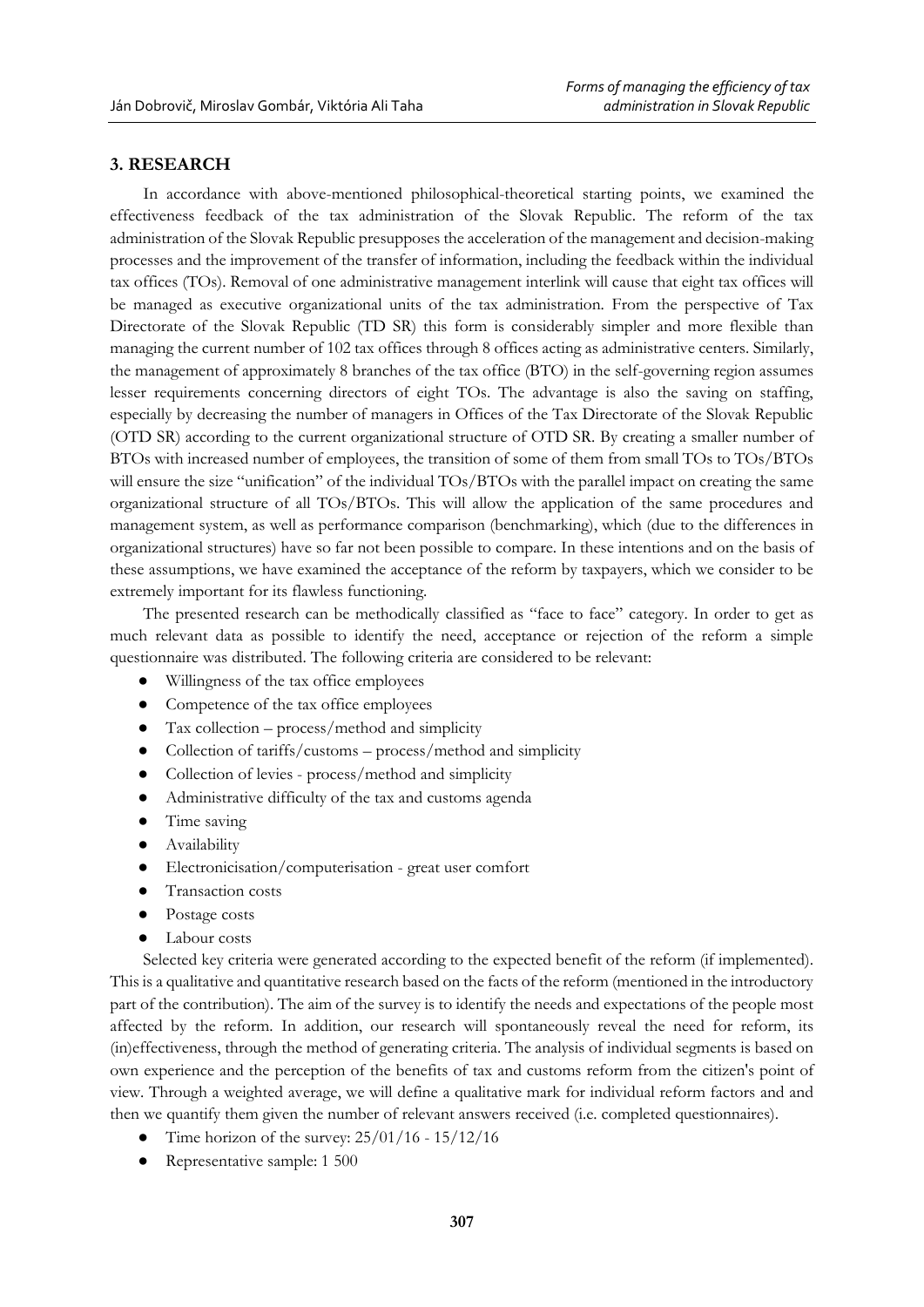## 3. RESEARCH

In accordance with above-mentioned philosophical-theoretical starting points, we examined the effectiveness feedback of the tax administration of the Slovak Republic. The reform of the tax administration of the Slovak Republic presupposes the acceleration of the management and decision-making processes and the improvement of the transfer of information, including the feedback within the individual tax offices (TOs). Removal of one administrative management interlink will cause that eight tax offices will be managed as executive organizational units of the tax administration. From the perspective of Tax Directorate of the Slovak Republic (TD SR) this form is considerably simpler and more flexible than managing the current number of 102 tax offices through 8 offices acting as administrative centers. Similarly, the management of approximately 8 branches of the tax office (BTO) in the self-governing region assumes lesser requirements concerning directors of eight TOs. The advantage is also the saving on staffing, especially by decreasing the number of managers in Offices of the Tax Directorate of the Slovak Republic (OTD SR) according to the current organizational structure of OTD SR. By creating a smaller number of BTOs with increased number of employees, the transition of some of them from small TOs to TOs/BTOs will ensure the size "unification" of the individual TOs/BTOs with the parallel impact on creating the same organizational structure of all TOs/BTOs. This will allow the application of the same procedures and management system, as well as performance comparison (benchmarking), which (due to the differences in organizational structures) have so far not been possible to compare. In these intentions and on the basis of these assumptions, we have examined the acceptance of the reform by taxpayers, which we consider to be extremely important for its flawless functioning.

The presented research can be methodically classified as "face to face" category. In order to get as much relevant data as possible to identify the need, acceptance or rejection of the reform a simple questionnaire was distributed. The following criteria are considered to be relevant:

- Willingness of the tax office employees
- Competence of the tax office employees
- Tax collection – process/method and simplicity
- Collection of tariffs/customs – process/method and simplicity
- Collection of levies - process/method and simplicity
- Administrative difficulty of the tax and customs agenda
- Time saving
- Availability
- Electronicisation/computerisation - great user comfort
- Transaction costs
- Postage costs
- Labour costs

Selected key criteria were generated according to the expected benefit of the reform (if implemented). This is a qualitative and quantitative research based on the facts of the reform (mentioned in the introductory part of the contribution). The aim of the survey is to identify the needs and expectations of the people most affected by the reform. In addition, our research will spontaneously reveal the need for reform, its (in)effectiveness, through the method of generating criteria. The analysis of individual segments is based on own experience and the perception of the benefits of tax and customs reform from the citizen's point of view. Through a weighted average, we will define a qualitative mark for individual reform factors and and then we quantify them given the number of relevant answers received (i.e. completed questionnaires).

- Time horizon of the survey: 25/01/16 - 15/12/16
- Representative sample: 1 500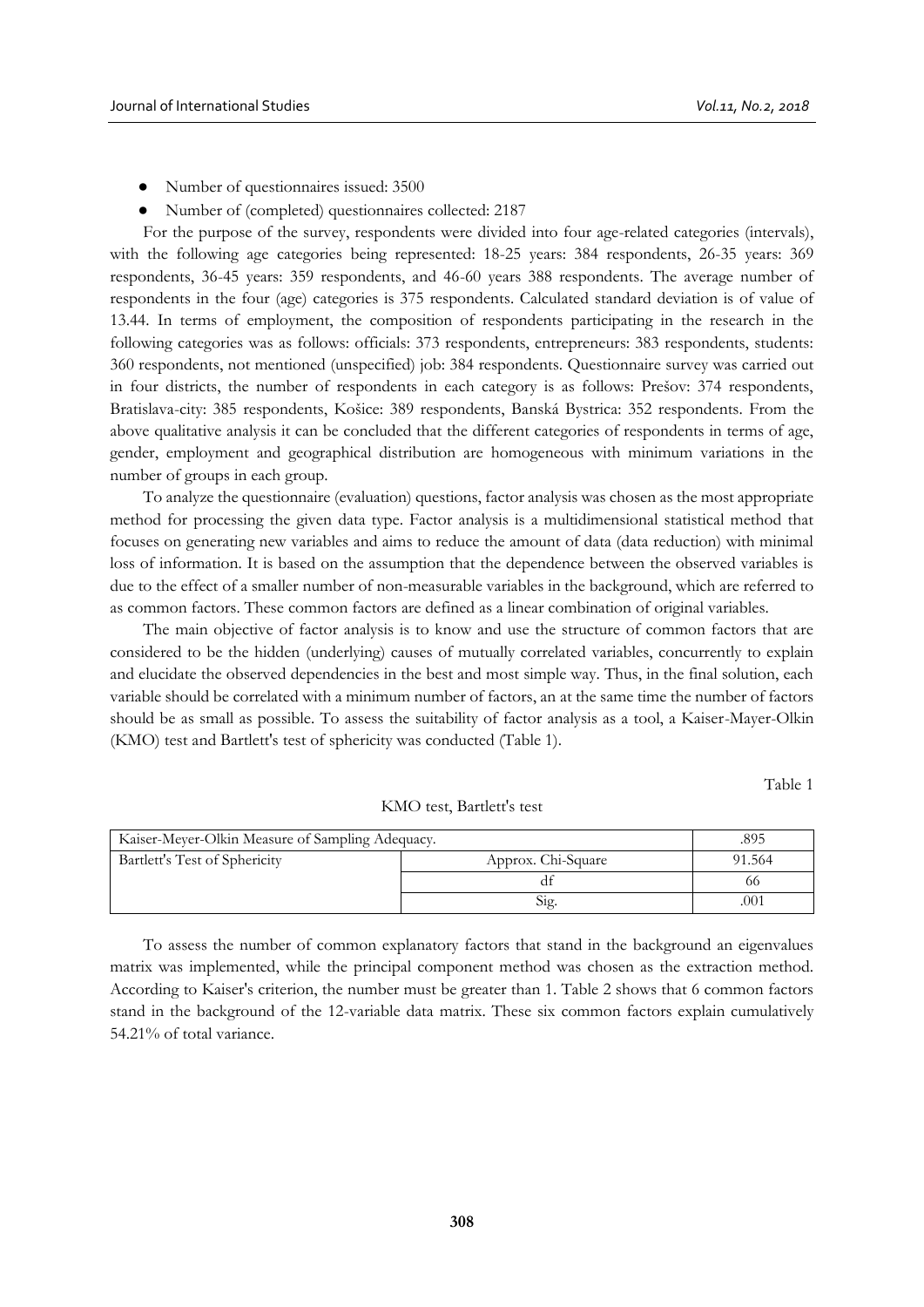- Number of questionnaires issued: 3500
- Number of (completed) questionnaires collected: 2187

For the purpose of the survey, respondents were divided into four age-related categories (intervals), with the following age categories being represented: 18-25 years: 384 respondents, 26-35 years: 369 respondents, 36-45 years: 359 respondents, and 46-60 years 388 respondents. The average number of respondents in the four (age) categories is 375 respondents. Calculated standard deviation is of value of 13.44. In terms of employment, the composition of respondents participating in the research in the following categories was as follows: officials: 373 respondents, entrepreneurs: 383 respondents, students: 360 respondents, not mentioned (unspecified) job: 384 respondents. Questionnaire survey was carried out in four districts, the number of respondents in each category is as follows: Prešov: 374 respondents, Bratislava-city: 385 respondents, Košice: 389 respondents, Banská Bystrica: 352 respondents. From the above qualitative analysis it can be concluded that the different categories of respondents in terms of age, gender, employment and geographical distribution are homogeneous with minimum variations in the number of groups in each group.

To analyze the questionnaire (evaluation) questions, factor analysis was chosen as the most appropriate method for processing the given data type. Factor analysis is a multidimensional statistical method that focuses on generating new variables and aims to reduce the amount of data (data reduction) with minimal loss of information. It is based on the assumption that the dependence between the observed variables is due to the effect of a smaller number of non-measurable variables in the background, which are referred to as common factors. These common factors are defined as a linear combination of original variables.

The main objective of factor analysis is to know and use the structure of common factors that are considered to be the hidden (underlying) causes of mutually correlated variables, concurrently to explain and elucidate the observed dependencies in the best and most simple way. Thus, in the final solution, each variable should be correlated with a minimum number of factors, an at the same time the number of factors should be as small as possible. To assess the suitability of factor analysis as a tool, a Kaiser-Mayer-Olkin (KMO) test and Bartlett's test of sphericity was conducted (Table 1).

Table 1

KMO test, Bartlett's test

| Kaiser-Meyer-Olkin Measure of Sampling Adequacy. | | .895 |
|---|---|---|
| Bartlett's Test of Sphericity | Approx. Chi-Square | 91.564 |
| | df | 66 |
| | Sig. | .001 |

To assess the number of common explanatory factors that stand in the background an eigenvalues matrix was implemented, while the principal component method was chosen as the extraction method. According to Kaiser's criterion, the number must be greater than 1. Table 2 shows that 6 common factors stand in the background of the 12-variable data matrix. These six common factors explain cumulatively 54.21% of total variance.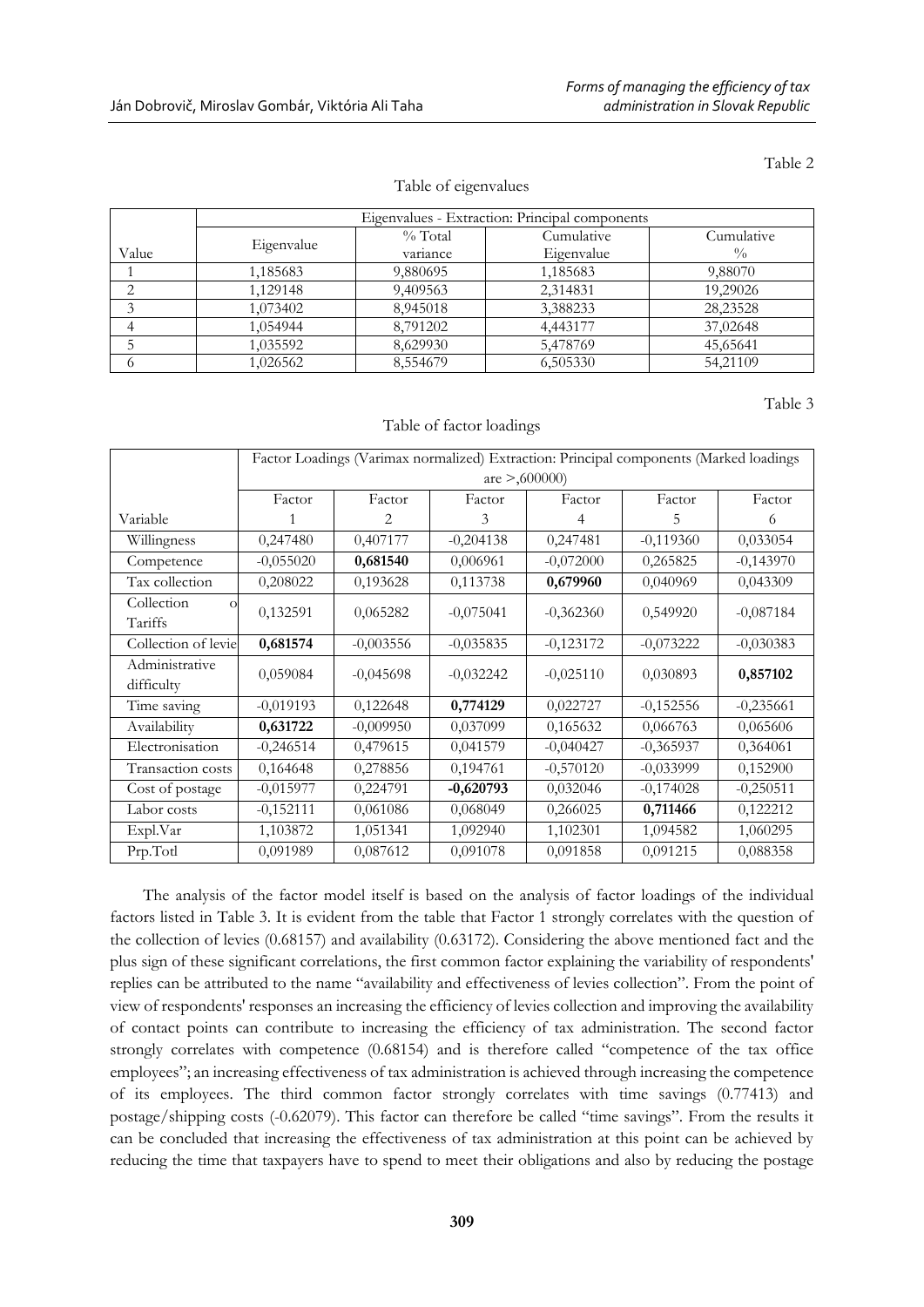Table 2

Table of eigenvalues

| | Eigenvalues - Extraction: Principal components | | | |
|---|---|---|---|---|
| Value | Eigenvalue | % Total variance | Cumulative Eigenvalue | Cumulative % |
| 1 | 1,185683 | 9,880695 | 1,185683 | 9,88070 |
| 2 | 1,129148 | 9,409563 | 2,314831 | 19,29026 |
| 3 | 1,073402 | 8,945018 | 3,388233 | 28,23528 |
| 4 | 1,054944 | 8,791202 | 4,443177 | 37,02648 |
| 5 | 1,035592 | 8,629930 | 5,478769 | 45,65641 |
| 6 | 1,026562 | 8,554679 | 6,505330 | 54,21109 |

Table 3

Table of factor loadings

| | Factor Loadings (Varimax normalized) Extraction: Principal components (Marked loadings are >,600000) | | | | | |
|---|---|---|---|---|---|---|
| Variable | Factor 1 | Factor 2 | Factor 3 | Factor 4 | Factor 5 | Factor 6 |
| Willingness | 0,247480 | 0,407177 | -0,204138 | 0,247481 | -0,119360 | 0,033054 |
| Competence | -0,055020 | **0,681540** | 0,006961 | -0,072000 | 0,265825 | -0,143970 |
| Tax collection | 0,208022 | 0,193628 | 0,113738 | **0,679960** | 0,040969 | 0,043309 |
| Collection o Tariffs | 0,132591 | 0,065282 | -0,075041 | -0,362360 | 0,549920 | -0,087184 |
| Collection of levie | **0,681574** | -0,003556 | -0,035835 | -0,123172 | -0,073222 | -0,030383 |
| Administrative difficulty | 0,059084 | -0,045698 | -0,032242 | -0,025110 | 0,030893 | **0,857102** |
| Time saving | -0,019193 | 0,122648 | **0,774129** | 0,022727 | -0,152556 | -0,235661 |
| Availability | **0,631722** | -0,009950 | 0,037099 | 0,165632 | 0,066763 | 0,065606 |
| Electronisation | -0,246514 | 0,479615 | 0,041579 | -0,040427 | -0,365937 | 0,364061 |
| Transaction costs | 0,164648 | 0,278856 | 0,194761 | -0,570120 | -0,033999 | 0,152900 |
| Cost of postage | -0,015977 | 0,224791 | **-0,620793** | 0,032046 | -0,174028 | -0,250511 |
| Labor costs | -0,152111 | 0,061086 | 0,068049 | 0,266025 | **0,711466** | 0,122212 |
| Expl.Var | 1,103872 | 1,051341 | 1,092940 | 1,102301 | 1,094582 | 1,060295 |
| Prp.Totl | 0,091989 | 0,087612 | 0,091078 | 0,091858 | 0,091215 | 0,088358 |

The analysis of the factor model itself is based on the analysis of factor loadings of the individual factors listed in Table 3. It is evident from the table that Factor 1 strongly correlates with the question of the collection of levies (0.68157) and availability (0.63172). Considering the above mentioned fact and the plus sign of these significant correlations, the first common factor explaining the variability of respondents' replies can be attributed to the name "availability and effectiveness of levies collection". From the point of view of respondents' responses an increasing the efficiency of levies collection and improving the availability of contact points can contribute to increasing the efficiency of tax administration. The second factor strongly correlates with competence (0.68154) and is therefore called "competence of the tax office employees"; an increasing effectiveness of tax administration is achieved through increasing the competence of its employees. The third common factor strongly correlates with time savings (0.77413) and postage/shipping costs (-0.62079). This factor can therefore be called "time savings". From the results it can be concluded that increasing the effectiveness of tax administration at this point can be achieved by reducing the time that taxpayers have to spend to meet their obligations and also by reducing the postage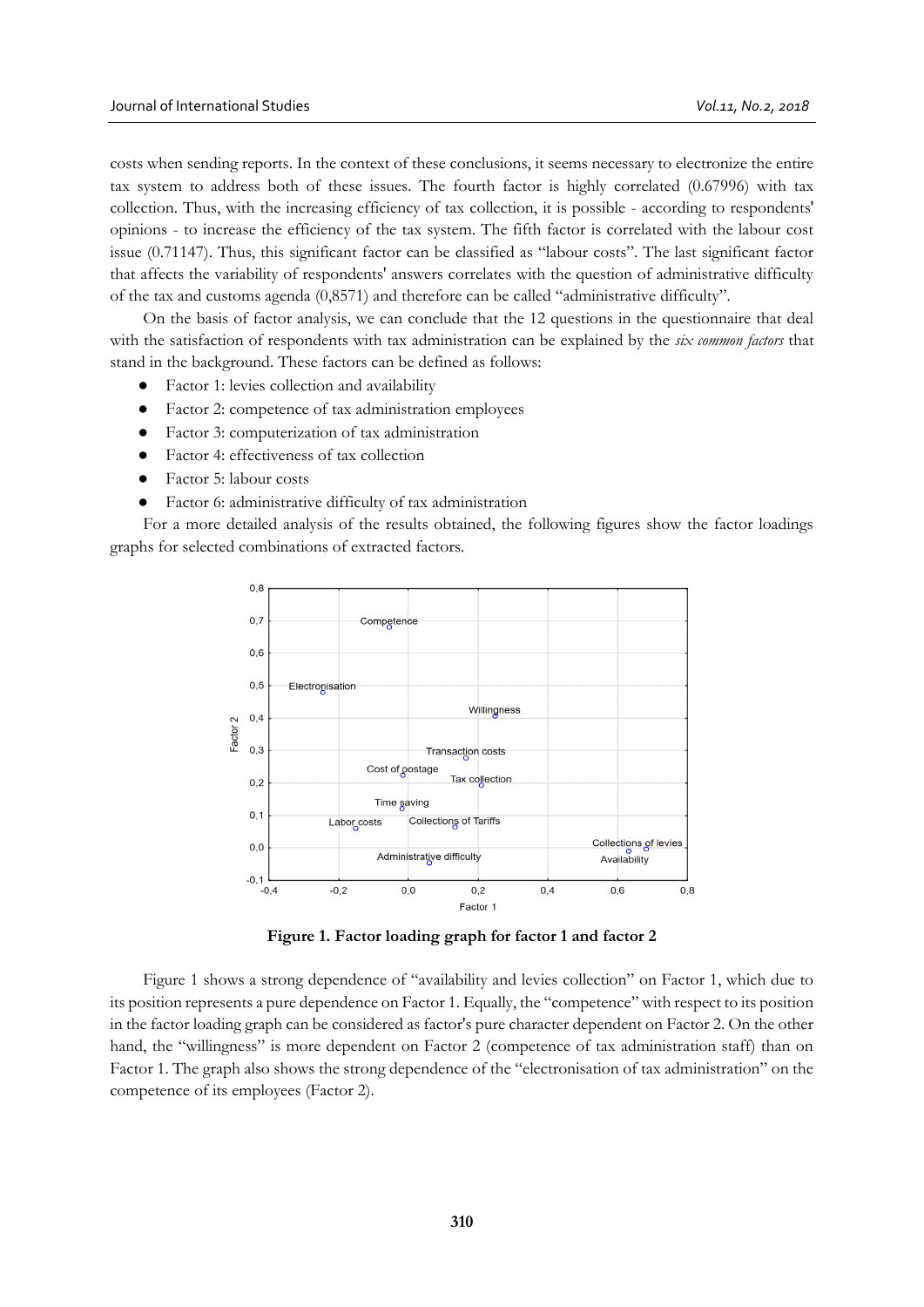costs when sending reports. In the context of these conclusions, it seems necessary to electronize the entire tax system to address both of these issues. The fourth factor is highly correlated (0.67996) with tax collection. Thus, with the increasing efficiency of tax collection, it is possible - according to respondents' opinions - to increase the efficiency of the tax system. The fifth factor is correlated with the labour cost issue (0.71147). Thus, this significant factor can be classified as "labour costs". The last significant factor that affects the variability of respondents' answers correlates with the question of administrative difficulty of the tax and customs agenda (0,8571) and therefore can be called "administrative difficulty".

On the basis of factor analysis, we can conclude that the 12 questions in the questionnaire that deal with the satisfaction of respondents with tax administration can be explained by the *six common factors* that stand in the background. These factors can be defined as follows:

- Factor 1: levies collection and availability
- Factor 2: competence of tax administration employees
- Factor 3: computerization of tax administration
- Factor 4: effectiveness of tax collection
- Factor 5: labour costs
- Factor 6: administrative difficulty of tax administration

For a more detailed analysis of the results obtained, the following figures show the factor loadings graphs for selected combinations of extracted factors.

**Figure 1. Factor loading graph for factor 1 and factor 2**

Figure 1 shows a strong dependence of "availability and levies collection" on Factor 1, which due to its position represents a pure dependence on Factor 1. Equally, the "competence" with respect to its position in the factor loading graph can be considered as factor's pure character dependent on Factor 2. On the other hand, the "willingness" is more dependent on Factor 2 (competence of tax administration staff) than on Factor 1. The graph also shows the strong dependence of the "electronisation of tax administration" on the competence of its employees (Factor 2).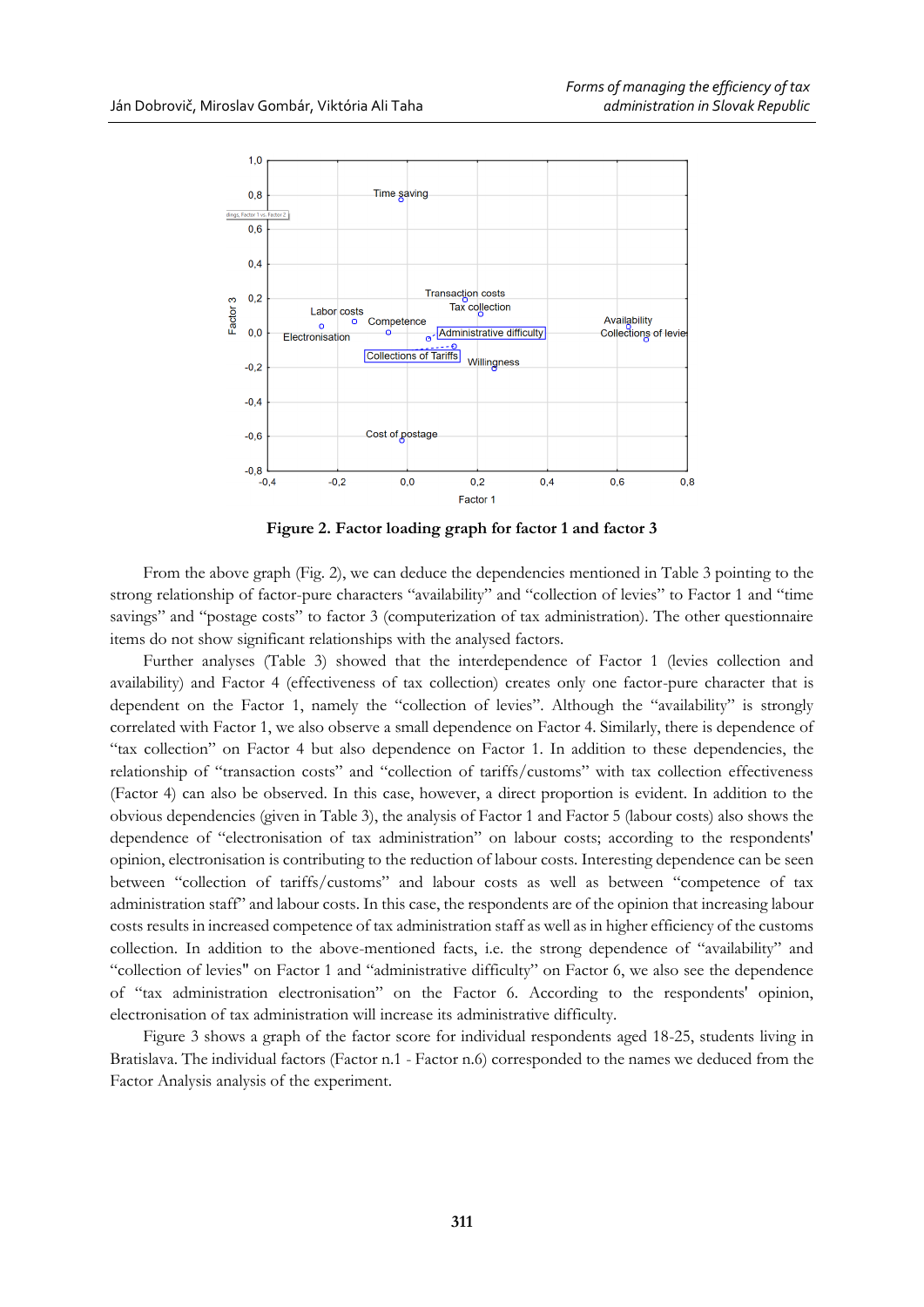**Figure 2. Factor loading graph for factor 1 and factor 3**

From the above graph (Fig. 2), we can deduce the dependencies mentioned in Table 3 pointing to the strong relationship of factor-pure characters "availability" and "collection of levies" to Factor 1 and "time savings" and "postage costs" to factor 3 (computerization of tax administration). The other questionnaire items do not show significant relationships with the analysed factors.

Further analyses (Table 3) showed that the interdependence of Factor 1 (levies collection and availability) and Factor 4 (effectiveness of tax collection) creates only one factor-pure character that is dependent on the Factor 1, namely the "collection of levies". Although the "availability" is strongly correlated with Factor 1, we also observe a small dependence on Factor 4. Similarly, there is dependence of "tax collection" on Factor 4 but also dependence on Factor 1. In addition to these dependencies, the relationship of "transaction costs" and "collection of tariffs/customs" with tax collection effectiveness (Factor 4) can also be observed. In this case, however, a direct proportion is evident. In addition to the obvious dependencies (given in Table 3), the analysis of Factor 1 and Factor 5 (labour costs) also shows the dependence of "electronisation of tax administration" on labour costs; according to the respondents' opinion, electronisation is contributing to the reduction of labour costs. Interesting dependence can be seen between "collection of tariffs/customs" and labour costs as well as between "competence of tax administration staff" and labour costs. In this case, the respondents are of the opinion that increasing labour costs results in increased competence of tax administration staff as well as in higher efficiency of the customs collection. In addition to the above-mentioned facts, i.e. the strong dependence of "availability" and "collection of levies" on Factor 1 and "administrative difficulty" on Factor 6, we also see the dependence of "tax administration electronisation" on the Factor 6. According to the respondents' opinion, electronisation of tax administration will increase its administrative difficulty.

Figure 3 shows a graph of the factor score for individual respondents aged 18-25, students living in Bratislava. The individual factors (Factor n.1 - Factor n.6) corresponded to the names we deduced from the Factor Analysis analysis of the experiment.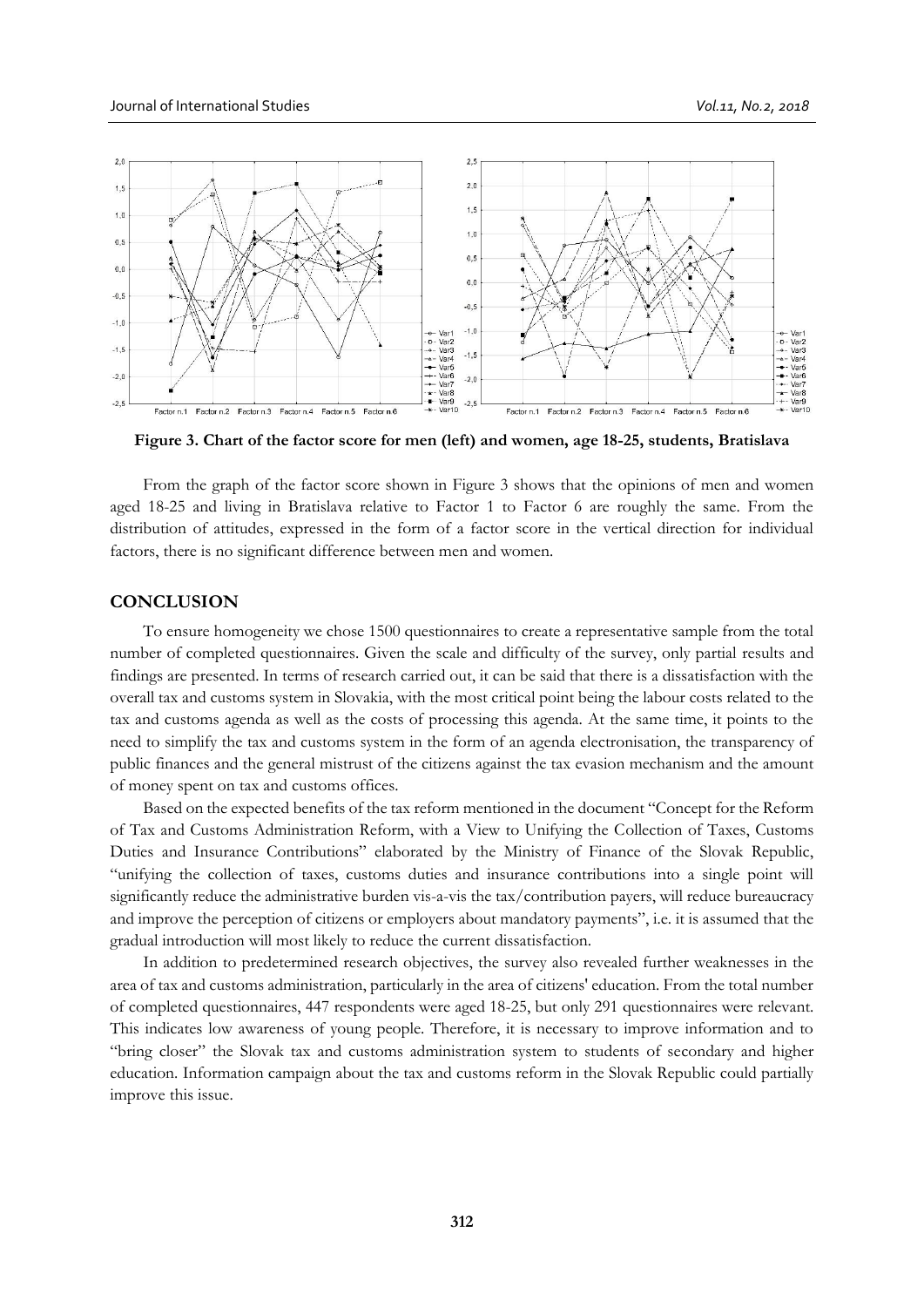**Figure 3. Chart of the factor score for men (left) and women, age 18-25, students, Bratislava**

From the graph of the factor score shown in Figure 3 shows that the opinions of men and women aged 18-25 and living in Bratislava relative to Factor 1 to Factor 6 are roughly the same. From the distribution of attitudes, expressed in the form of a factor score in the vertical direction for individual factors, there is no significant difference between men and women.

## CONCLUSION

To ensure homogeneity we chose 1500 questionnaires to create a representative sample from the total number of completed questionnaires. Given the scale and difficulty of the survey, only partial results and findings are presented. In terms of research carried out, it can be said that there is a dissatisfaction with the overall tax and customs system in Slovakia, with the most critical point being the labour costs related to the tax and customs agenda as well as the costs of processing this agenda. At the same time, it points to the need to simplify the tax and customs system in the form of an agenda electronisation, the transparency of public finances and the general mistrust of the citizens against the tax evasion mechanism and the amount of money spent on tax and customs offices.

Based on the expected benefits of the tax reform mentioned in the document "Concept for the Reform of Tax and Customs Administration Reform, with a View to Unifying the Collection of Taxes, Customs Duties and Insurance Contributions" elaborated by the Ministry of Finance of the Slovak Republic, "unifying the collection of taxes, customs duties and insurance contributions into a single point will significantly reduce the administrative burden vis-a-vis the tax/contribution payers, will reduce bureaucracy and improve the perception of citizens or employers about mandatory payments", i.e. it is assumed that the gradual introduction will most likely to reduce the current dissatisfaction.

In addition to predetermined research objectives, the survey also revealed further weaknesses in the area of tax and customs administration, particularly in the area of citizens' education. From the total number of completed questionnaires, 447 respondents were aged 18-25, but only 291 questionnaires were relevant. This indicates low awareness of young people. Therefore, it is necessary to improve information and to "bring closer" the Slovak tax and customs administration system to students of secondary and higher education. Information campaign about the tax and customs reform in the Slovak Republic could partially improve this issue.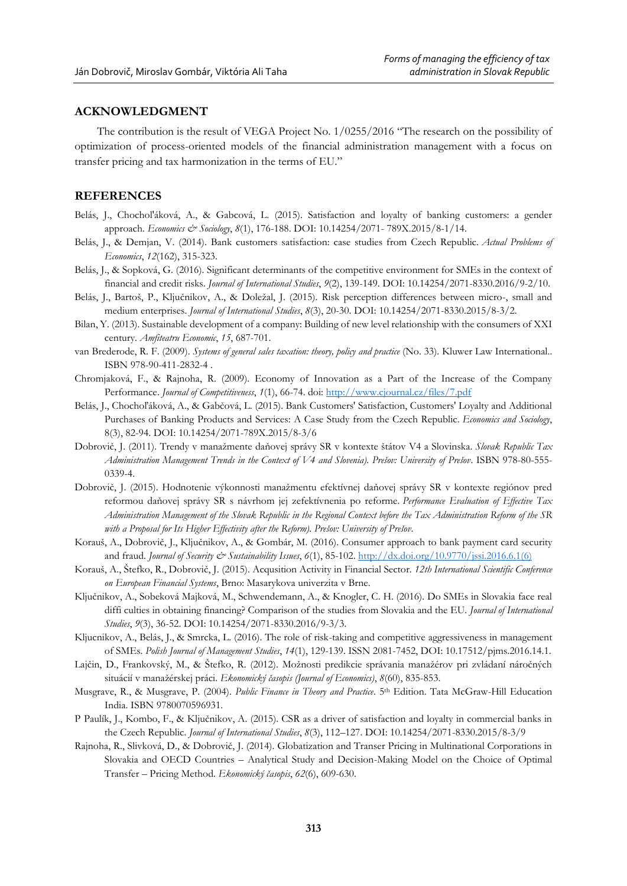## ACKNOWLEDGMENT

The contribution is the result of VEGA Project No. 1/0255/2016 "The research on the possibility of optimization of process-oriented models of the financial administration management with a focus on transfer pricing and tax harmonization in the terms of EU."

## REFERENCES

Belás, J., Chochol'áková, A., & Gabcová, L. (2015). Satisfaction and loyalty of banking customers: a gender approach. *Economics & Sociology*, *8*(1), 176-188. DOI: 10.14254/2071- 789X.2015/8-1/14.

Belás, J., & Demjan, V. (2014). Bank customers satisfaction: case studies from Czech Republic. *Actual Problems of Economics*, *12*(162), 315-323.

Belás, J., & Sopková, G. (2016). Significant determinants of the competitive environment for SMEs in the context of financial and credit risks. *Journal of International Studies*, *9*(2), 139-149. DOI: 10.14254/2071-8330.2016/9-2/10.

Belás, J., Bartoš, P., Ključnikov, A., & Doležal, J. (2015). Risk perception differences between micro-, small and medium enterprises. *Journal of International Studies*, *8*(3), 20-30. DOI: 10.14254/2071-8330.2015/8-3/2.

Bilan, Y. (2013). Sustainable development of a company: Building of new level relationship with the consumers of XXI century. *Amfiteatru Economic*, *15*, 687-701.

van Brederode, R. F. (2009). *Systems of general sales taxation: theory, policy and practice* (No. 33). Kluwer Law International.. ISBN 978-90-411-2832-4 .

Chromjaková, F., & Rajnoha, R. (2009). Economy of Innovation as a Part of the Increase of the Company Performance. *Journal of Competitiveness*, *1*(1), 66-74. doi: http://www.cjournal.cz/files/7.pdf

Belás, J., Chochoľáková, A., & Gabčová, L. (2015). Bank Customers' Satisfaction, Customers' Loyalty and Additional Purchases of Banking Products and Services: A Case Study from the Czech Republic. *Economics and Sociology*, 8(3), 82-94. DOI: 10.14254/2071-789X.2015/8-3/6

Dobrovič, J. (2011). Trendy v manažmente daňovej správy SR v kontexte štátov V4 a Slovinska. *Slovak Republic Tax Administration Management Trends in the Context of V4 and Slovenia). Prešov: University of Prešov*. ISBN 978-80-555-0339-4.

Dobrovič, J. (2015). Hodnotenie výkonnosti manažmentu efektívnej daňovej správy SR v kontexte regiónov pred reformou daňovej správy SR s návrhom jej zefektívnenia po reforme. *Performance Evaluation of Effective Tax Administration Management of the Slovak Republic in the Regional Context before the Tax Administration Reform of the SR with a Proposal for Its Higher Effectivity after the Reform). Prešov: University of Prešov.*

Korauš, A., Dobrovič, J., Ključnikov, A., & Gombár, M. (2016). Consumer approach to bank payment card security and fraud. *Journal of Security & Sustainability Issues*, *6*(1), 85-102. http://dx.doi.org/10.9770/jssi.2016.6.1(6)

Korauš, A., Štefko, R., Dobrovič, J. (2015). Acqusition Activity in Financial Sector. *12th International Scientific Conference on European Financial Systems*, Brno: Masarykova univerzita v Brne.

Ključnikov, A., Sobeková Majková, M., Schwendemann, A., & Knogler, C. H. (2016). Do SMEs in Slovakia face real diffi culties in obtaining financing? Comparison of the studies from Slovakia and the EU. *Journal of International Studies*, *9*(3), 36-52. DOI: 10.14254/2071-8330.2016/9-3/3.

Kljucnikov, A., Belás, J., & Smrcka, L. (2016). The role of risk-taking and competitive aggressiveness in management of SMEs. *Polish Journal of Management Studies*, *14*(1), 129-139. ISSN 2081-7452, DOI: 10.17512/pjms.2016.14.1.

Lajčin, D., Frankovský, M., & Štefko, R. (2012). Možnosti predikcie správania manažérov pri zvládaní náročných situácií v manažérskej práci. *Ekonomický časopis (Journal of Economics)*, *8*(60), 835-853.

Musgrave, R., & Musgrave, P. (2004). *Public Finance in Theory and Practice*. 5th Edition. Tata McGraw-Hill Education India. ISBN 9780070596931.

P Paulík, J., Kombo, F., & Ključnikov, A. (2015). CSR as a driver of satisfaction and loyalty in commercial banks in the Czech Republic. *Journal of International Studies*, *8*(3), 112–127. DOI: 10.14254/2071-8330.2015/8-3/9

Rajnoha, R., Slivková, D., & Dobrovič, J. (2014). Globatization and Transer Pricing in Multinational Corporations in Slovakia and OECD Countries – Analytical Study and Decision-Making Model on the Choice of Optimal Transfer – Pricing Method. *Ekonomický časopis*, *62*(6), 609-630.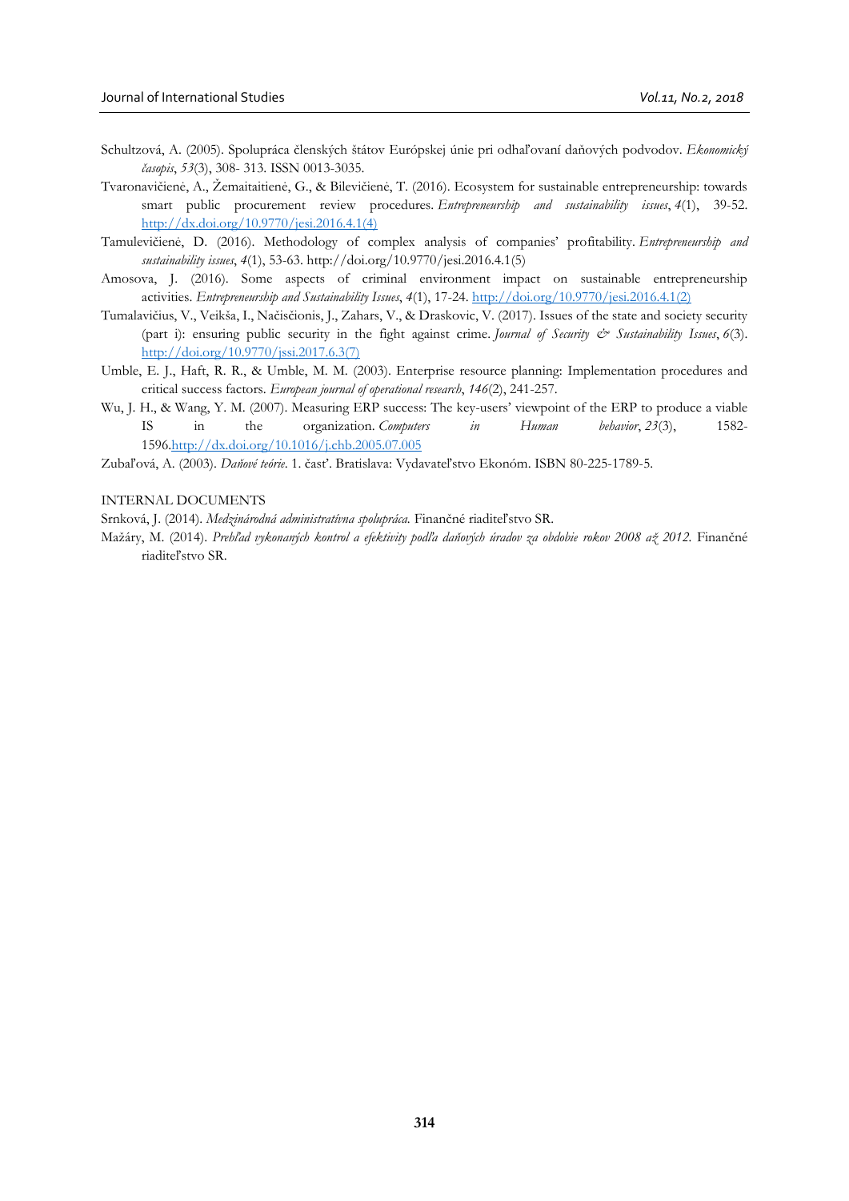Schultzová, A. (2005). Spolupráca členských štátov Európskej únie pri odhaľovaní daňových podvodov. *Ekonomický časopis*, *53*(3), 308- 313. ISSN 0013-3035.

Tvaronavičienė, A., Žemaitaitienė, G., & Bilevičienė, T. (2016). Ecosystem for sustainable entrepreneurship: towards smart public procurement review procedures. *Entrepreneurship and sustainability issues*, *4*(1), 39-52. http://dx.doi.org/10.9770/jesi.2016.4.1(4)

Tamulevičienė, D. (2016). Methodology of complex analysis of companies' profitability. *Entrepreneurship and sustainability issues*, *4*(1), 53-63. http://doi.org/10.9770/jesi.2016.4.1(5)

Amosova, J. (2016). Some aspects of criminal environment impact on sustainable entrepreneurship activities. *Entrepreneurship and Sustainability Issues*, *4*(1), 17-24. http://doi.org/10.9770/jesi.2016.4.1(2)

Tumalavičius, V., Veikša, I., Načisčionis, J., Zahars, V., & Draskovic, V. (2017). Issues of the state and society security (part i): ensuring public security in the fight against crime. *Journal of Security & Sustainability Issues*, *6*(3). http://doi.org/10.9770/jssi.2017.6.3(7)

Umble, E. J., Haft, R. R., & Umble, M. M. (2003). Enterprise resource planning: Implementation procedures and critical success factors. *European journal of operational research*, *146*(2), 241-257.

Wu, J. H., & Wang, Y. M. (2007). Measuring ERP success: The key-users' viewpoint of the ERP to produce a viable IS in the organization. *Computers in Human behavior*, *23*(3), 1582-1596.http://dx.doi.org/10.1016/j.chb.2005.07.005

Zubaľová, A. (2003). *Daňové teórie*. 1. časť. Bratislava: Vydavateľstvo Ekonóm. ISBN 80-225-1789-5.

INTERNAL DOCUMENTS

Srnková, J. (2014). *Medzinárodná administratívna spolupráca.* Finančné riaditeľstvo SR.

Mažáry, M. (2014). *Prehľad vykonaných kontrol a efektivity podľa daňových úradov za obdobie rokov 2008 až 2012.* Finančné riaditeľstvo SR.